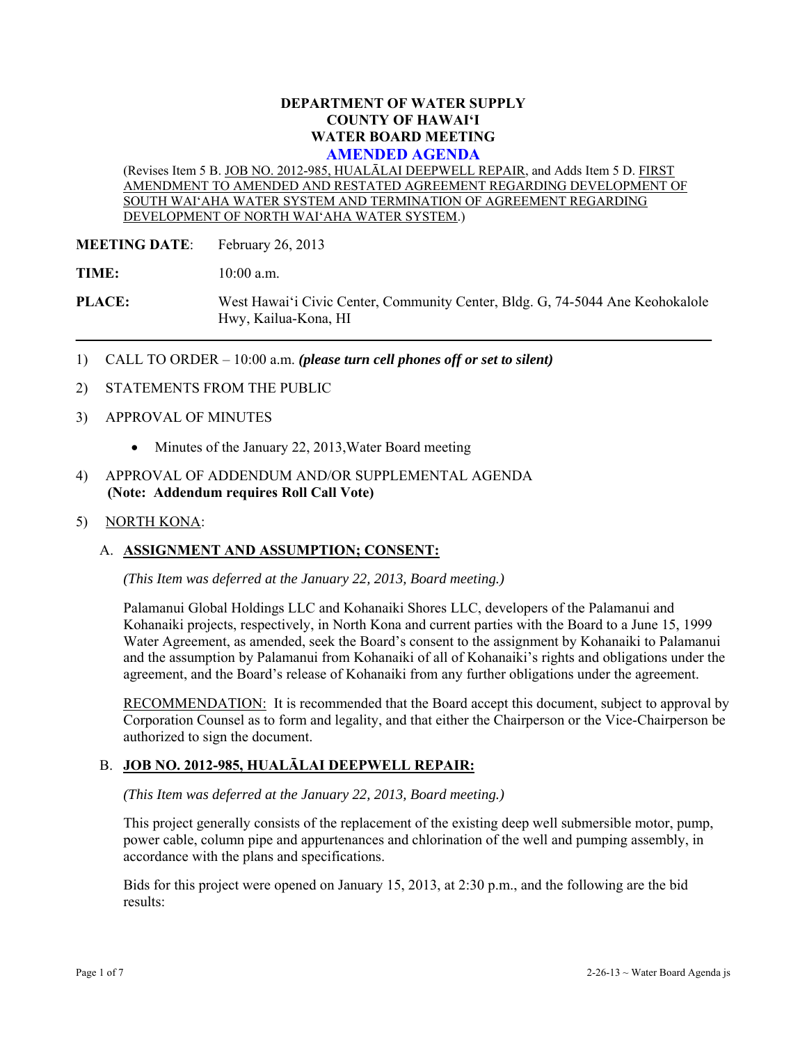# DEPARTMENT OF WATER SUPPLY
# COUNTY OF HAWAI'I
# WATER BOARD MEETING
## AMENDED AGENDA

(Revises Item 5 B. JOB NO. 2012-985, HUALĀLAI DEEPWELL REPAIR, and Adds Item 5 D. FIRST AMENDMENT TO AMENDED AND RESTATED AGREEMENT REGARDING DEVELOPMENT OF SOUTH WAI'AHA WATER SYSTEM AND TERMINATION OF AGREEMENT REGARDING DEVELOPMENT OF NORTH WAI'AHA WATER SYSTEM.)

**MEETING DATE**: February 26, 2013

**TIME:** 10:00 a.m.

**PLACE:** West Hawai'i Civic Center, Community Center, Bldg. G, 74-5044 Ane Keohokalole Hwy, Kailua-Kona, HI

---

1) CALL TO ORDER – 10:00 a.m. ***(please turn cell phones off or set to silent)***

2) STATEMENTS FROM THE PUBLIC

3) APPROVAL OF MINUTES

   - Minutes of the January 22, 2013,Water Board meeting

4) APPROVAL OF ADDENDUM AND/OR SUPPLEMENTAL AGENDA
   **(Note: Addendum requires Roll Call Vote)**

5) NORTH KONA:

   A. **ASSIGNMENT AND ASSUMPTION; CONSENT:**

   *(This Item was deferred at the January 22, 2013, Board meeting.)*

   Palamanui Global Holdings LLC and Kohanaiki Shores LLC, developers of the Palamanui and Kohanaiki projects, respectively, in North Kona and current parties with the Board to a June 15, 1999 Water Agreement, as amended, seek the Board's consent to the assignment by Kohanaiki to Palamanui and the assumption by Palamanui from Kohanaiki of all of Kohanaiki's rights and obligations under the agreement, and the Board's release of Kohanaiki from any further obligations under the agreement.

   RECOMMENDATION: It is recommended that the Board accept this document, subject to approval by Corporation Counsel as to form and legality, and that either the Chairperson or the Vice-Chairperson be authorized to sign the document.

   B. **JOB NO. 2012-985, HUALĀLAI DEEPWELL REPAIR:**

   *(This Item was deferred at the January 22, 2013, Board meeting.)*

   This project generally consists of the replacement of the existing deep well submersible motor, pump, power cable, column pipe and appurtenances and chlorination of the well and pumping assembly, in accordance with the plans and specifications.

   Bids for this project were opened on January 15, 2013, at 2:30 p.m., and the following are the bid results: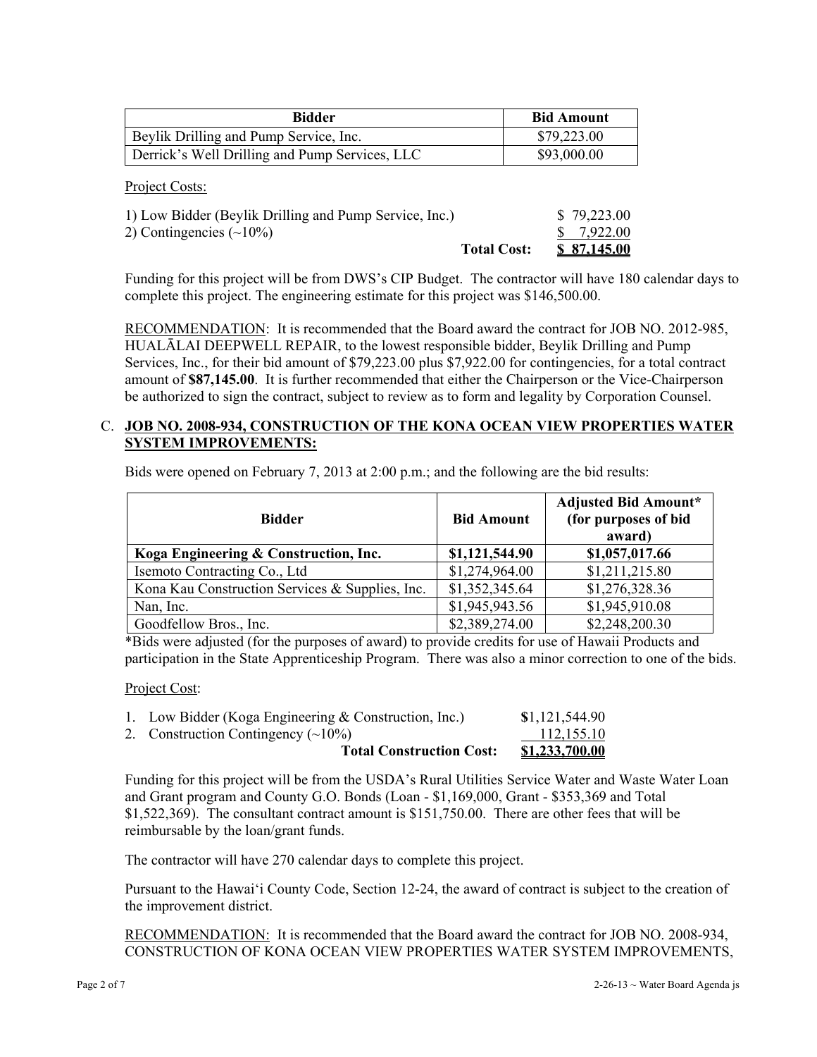| Bidder | Bid Amount |
|---|---|
| Beylik Drilling and Pump Service, Inc. | $79,223.00 |
| Derrick's Well Drilling and Pump Services, LLC | $93,000.00 |

Project Costs:

| | | |
|---|---|---|
| 1) Low Bidder (Beylik Drilling and Pump Service, Inc.) | | $ 79,223.00 |
| 2) Contingencies (~10%) | | $ 7,922.00 |
| | **Total Cost:** | **$ 87,145.00** |

Funding for this project will be from DWS's CIP Budget. The contractor will have 180 calendar days to complete this project. The engineering estimate for this project was $146,500.00.

RECOMMENDATION: It is recommended that the Board award the contract for JOB NO. 2012-985, HUALĀLAI DEEPWELL REPAIR, to the lowest responsible bidder, Beylik Drilling and Pump Services, Inc., for their bid amount of $79,223.00 plus $7,922.00 for contingencies, for a total contract amount of **$87,145.00**. It is further recommended that either the Chairperson or the Vice-Chairperson be authorized to sign the contract, subject to review as to form and legality by Corporation Counsel.

C. **JOB NO. 2008-934, CONSTRUCTION OF THE KONA OCEAN VIEW PROPERTIES WATER SYSTEM IMPROVEMENTS:**

Bids were opened on February 7, 2013 at 2:00 p.m.; and the following are the bid results:

| Bidder | Bid Amount | Adjusted Bid Amount* (for purposes of bid award) |
|---|---|---|
| **Koga Engineering & Construction, Inc.** | **$1,121,544.90** | **$1,057,017.66** |
| Isemoto Contracting Co., Ltd | $1,274,964.00 | $1,211,215.80 |
| Kona Kau Construction Services & Supplies, Inc. | $1,352,345.64 | $1,276,328.36 |
| Nan, Inc. | $1,945,943.56 | $1,945,910.08 |
| Goodfellow Bros., Inc. | $2,389,274.00 | $2,248,200.30 |

*Bids were adjusted (for the purposes of award) to provide credits for use of Hawaii Products and participation in the State Apprenticeship Program. There was also a minor correction to one of the bids.

Project Cost:

| | |
|---|---|
| 1. Low Bidder (Koga Engineering & Construction, Inc.) | $1,121,544.90 |
| 2. Construction Contingency (~10%) | 112,155.10 |
| **Total Construction Cost:** | **$1,233,700.00** |

Funding for this project will be from the USDA's Rural Utilities Service Water and Waste Water Loan and Grant program and County G.O. Bonds (Loan - $1,169,000, Grant - $353,369 and Total $1,522,369). The consultant contract amount is $151,750.00. There are other fees that will be reimbursable by the loan/grant funds.

The contractor will have 270 calendar days to complete this project.

Pursuant to the Hawaiʻi County Code, Section 12-24, the award of contract is subject to the creation of the improvement district.

RECOMMENDATION: It is recommended that the Board award the contract for JOB NO. 2008-934, CONSTRUCTION OF KONA OCEAN VIEW PROPERTIES WATER SYSTEM IMPROVEMENTS,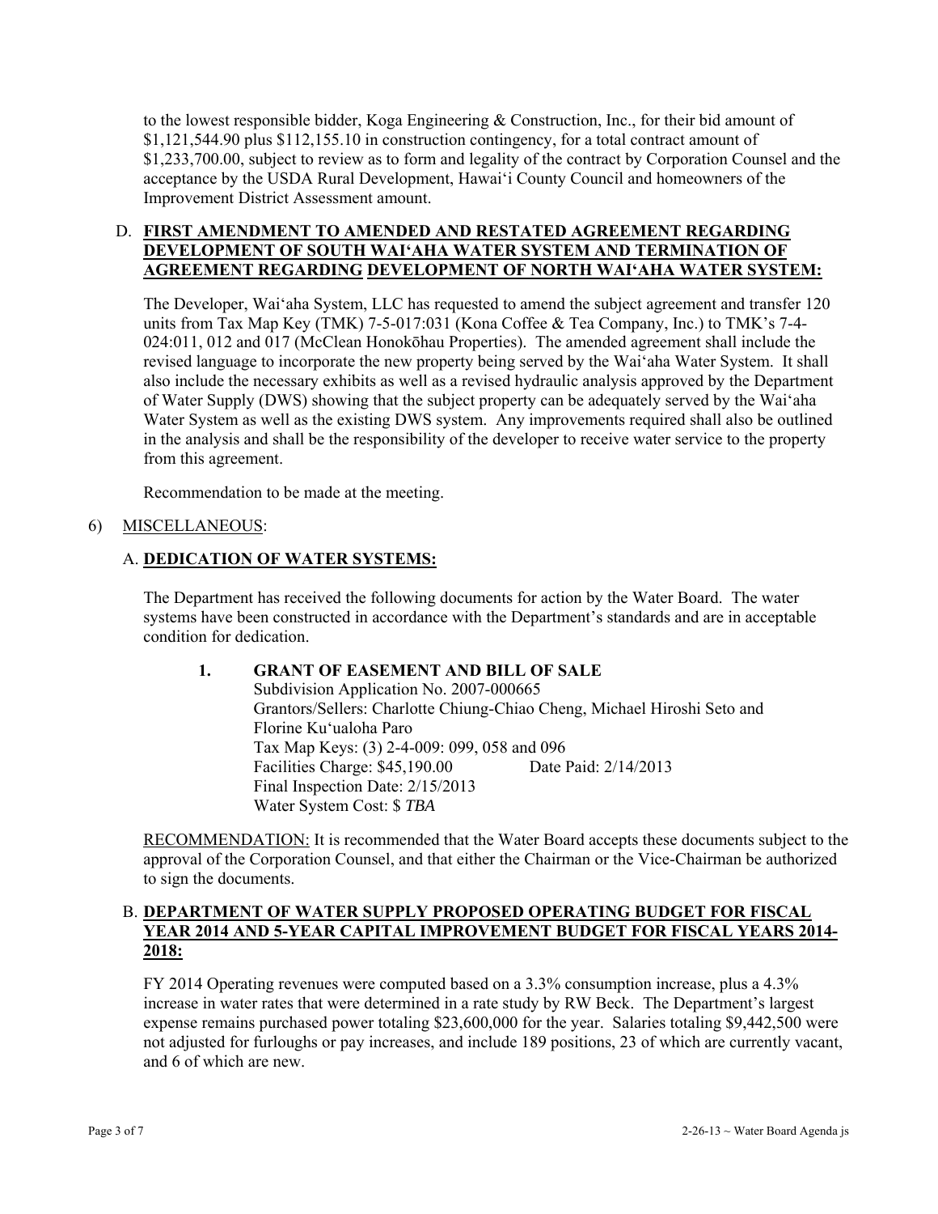to the lowest responsible bidder, Koga Engineering & Construction, Inc., for their bid amount of $1,121,544.90 plus $112,155.10 in construction contingency, for a total contract amount of $1,233,700.00, subject to review as to form and legality of the contract by Corporation Counsel and the acceptance by the USDA Rural Development, Hawai'i County Council and homeowners of the Improvement District Assessment amount.

D. **FIRST AMENDMENT TO AMENDED AND RESTATED AGREEMENT REGARDING DEVELOPMENT OF SOUTH WAI'AHA WATER SYSTEM AND TERMINATION OF AGREEMENT REGARDING DEVELOPMENT OF NORTH WAI'AHA WATER SYSTEM:**

The Developer, Wai'aha System, LLC has requested to amend the subject agreement and transfer 120 units from Tax Map Key (TMK) 7-5-017:031 (Kona Coffee & Tea Company, Inc.) to TMK's 7-4-024:011, 012 and 017 (McClean Honokōhau Properties). The amended agreement shall include the revised language to incorporate the new property being served by the Wai'aha Water System. It shall also include the necessary exhibits as well as a revised hydraulic analysis approved by the Department of Water Supply (DWS) showing that the subject property can be adequately served by the Wai'aha Water System as well as the existing DWS system. Any improvements required shall also be outlined in the analysis and shall be the responsibility of the developer to receive water service to the property from this agreement.

Recommendation to be made at the meeting.

6) MISCELLANEOUS:

A. **DEDICATION OF WATER SYSTEMS:**

The Department has received the following documents for action by the Water Board. The water systems have been constructed in accordance with the Department's standards and are in acceptable condition for dedication.

1. **GRANT OF EASEMENT AND BILL OF SALE**
   Subdivision Application No. 2007-000665
   Grantors/Sellers: Charlotte Chiung-Chiao Cheng, Michael Hiroshi Seto and Florine Ku'ualoha Paro
   Tax Map Keys: (3) 2-4-009: 099, 058 and 096
   Facilities Charge: $45,190.00 Date Paid: 2/14/2013
   Final Inspection Date: 2/15/2013
   Water System Cost: $ *TBA*

RECOMMENDATION: It is recommended that the Water Board accepts these documents subject to the approval of the Corporation Counsel, and that either the Chairman or the Vice-Chairman be authorized to sign the documents.

B. **DEPARTMENT OF WATER SUPPLY PROPOSED OPERATING BUDGET FOR FISCAL YEAR 2014 AND 5-YEAR CAPITAL IMPROVEMENT BUDGET FOR FISCAL YEARS 2014-2018:**

FY 2014 Operating revenues were computed based on a 3.3% consumption increase, plus a 4.3% increase in water rates that were determined in a rate study by RW Beck. The Department's largest expense remains purchased power totaling $23,600,000 for the year. Salaries totaling $9,442,500 were not adjusted for furloughs or pay increases, and include 189 positions, 23 of which are currently vacant, and 6 of which are new.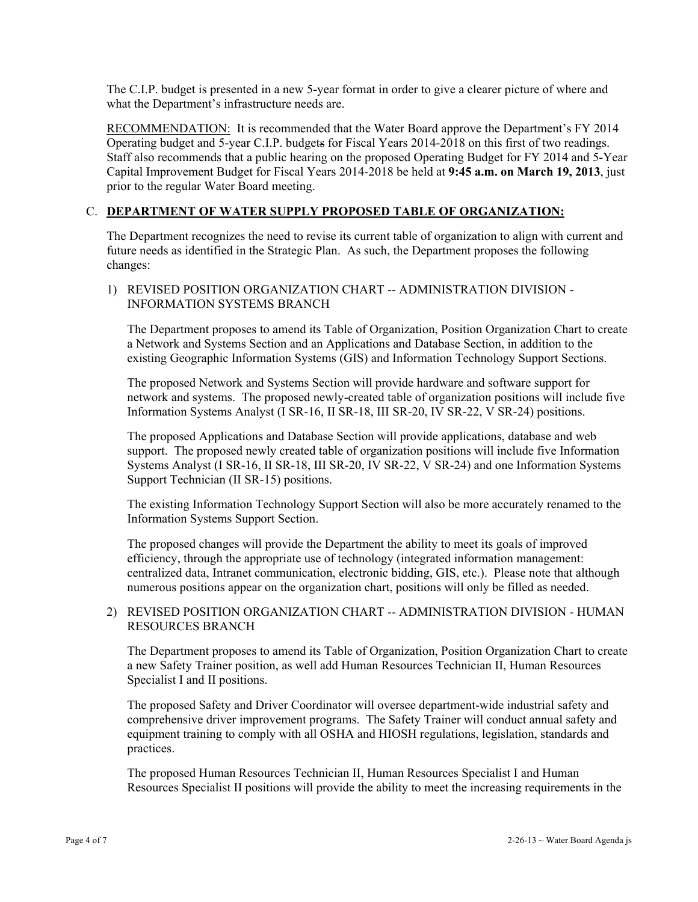The C.I.P. budget is presented in a new 5-year format in order to give a clearer picture of where and what the Department's infrastructure needs are.

RECOMMENDATION: It is recommended that the Water Board approve the Department's FY 2014 Operating budget and 5-year C.I.P. budgets for Fiscal Years 2014-2018 on this first of two readings. Staff also recommends that a public hearing on the proposed Operating Budget for FY 2014 and 5-Year Capital Improvement Budget for Fiscal Years 2014-2018 be held at **9:45 a.m. on March 19, 2013**, just prior to the regular Water Board meeting.

## C. **DEPARTMENT OF WATER SUPPLY PROPOSED TABLE OF ORGANIZATION:**

The Department recognizes the need to revise its current table of organization to align with current and future needs as identified in the Strategic Plan. As such, the Department proposes the following changes:

1) REVISED POSITION ORGANIZATION CHART -- ADMINISTRATION DIVISION - INFORMATION SYSTEMS BRANCH

The Department proposes to amend its Table of Organization, Position Organization Chart to create a Network and Systems Section and an Applications and Database Section, in addition to the existing Geographic Information Systems (GIS) and Information Technology Support Sections.

The proposed Network and Systems Section will provide hardware and software support for network and systems. The proposed newly-created table of organization positions will include five Information Systems Analyst (I SR-16, II SR-18, III SR-20, IV SR-22, V SR-24) positions.

The proposed Applications and Database Section will provide applications, database and web support. The proposed newly created table of organization positions will include five Information Systems Analyst (I SR-16, II SR-18, III SR-20, IV SR-22, V SR-24) and one Information Systems Support Technician (II SR-15) positions.

The existing Information Technology Support Section will also be more accurately renamed to the Information Systems Support Section.

The proposed changes will provide the Department the ability to meet its goals of improved efficiency, through the appropriate use of technology (integrated information management: centralized data, Intranet communication, electronic bidding, GIS, etc.). Please note that although numerous positions appear on the organization chart, positions will only be filled as needed.

2) REVISED POSITION ORGANIZATION CHART -- ADMINISTRATION DIVISION - HUMAN RESOURCES BRANCH

The Department proposes to amend its Table of Organization, Position Organization Chart to create a new Safety Trainer position, as well add Human Resources Technician II, Human Resources Specialist I and II positions.

The proposed Safety and Driver Coordinator will oversee department-wide industrial safety and comprehensive driver improvement programs. The Safety Trainer will conduct annual safety and equipment training to comply with all OSHA and HIOSH regulations, legislation, standards and practices.

The proposed Human Resources Technician II, Human Resources Specialist I and Human Resources Specialist II positions will provide the ability to meet the increasing requirements in the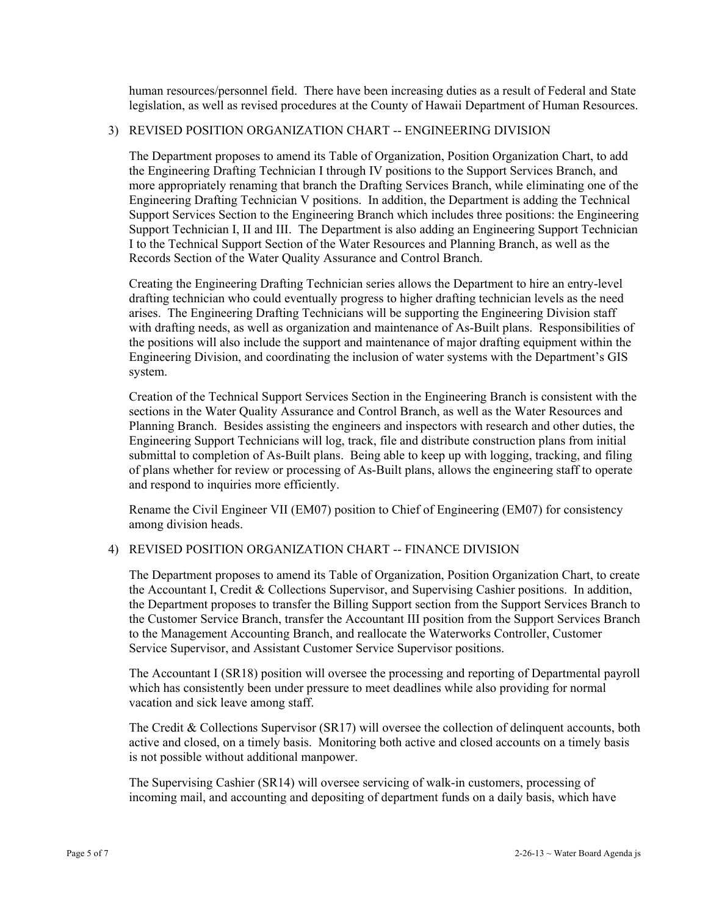human resources/personnel field. There have been increasing duties as a result of Federal and State legislation, as well as revised procedures at the County of Hawaii Department of Human Resources.

3) REVISED POSITION ORGANIZATION CHART -- ENGINEERING DIVISION

The Department proposes to amend its Table of Organization, Position Organization Chart, to add the Engineering Drafting Technician I through IV positions to the Support Services Branch, and more appropriately renaming that branch the Drafting Services Branch, while eliminating one of the Engineering Drafting Technician V positions. In addition, the Department is adding the Technical Support Services Section to the Engineering Branch which includes three positions: the Engineering Support Technician I, II and III. The Department is also adding an Engineering Support Technician I to the Technical Support Section of the Water Resources and Planning Branch, as well as the Records Section of the Water Quality Assurance and Control Branch.

Creating the Engineering Drafting Technician series allows the Department to hire an entry-level drafting technician who could eventually progress to higher drafting technician levels as the need arises. The Engineering Drafting Technicians will be supporting the Engineering Division staff with drafting needs, as well as organization and maintenance of As-Built plans. Responsibilities of the positions will also include the support and maintenance of major drafting equipment within the Engineering Division, and coordinating the inclusion of water systems with the Department's GIS system.

Creation of the Technical Support Services Section in the Engineering Branch is consistent with the sections in the Water Quality Assurance and Control Branch, as well as the Water Resources and Planning Branch. Besides assisting the engineers and inspectors with research and other duties, the Engineering Support Technicians will log, track, file and distribute construction plans from initial submittal to completion of As-Built plans. Being able to keep up with logging, tracking, and filing of plans whether for review or processing of As-Built plans, allows the engineering staff to operate and respond to inquiries more efficiently.

Rename the Civil Engineer VII (EM07) position to Chief of Engineering (EM07) for consistency among division heads.

4) REVISED POSITION ORGANIZATION CHART -- FINANCE DIVISION

The Department proposes to amend its Table of Organization, Position Organization Chart, to create the Accountant I, Credit & Collections Supervisor, and Supervising Cashier positions. In addition, the Department proposes to transfer the Billing Support section from the Support Services Branch to the Customer Service Branch, transfer the Accountant III position from the Support Services Branch to the Management Accounting Branch, and reallocate the Waterworks Controller, Customer Service Supervisor, and Assistant Customer Service Supervisor positions.

The Accountant I (SR18) position will oversee the processing and reporting of Departmental payroll which has consistently been under pressure to meet deadlines while also providing for normal vacation and sick leave among staff.

The Credit & Collections Supervisor (SR17) will oversee the collection of delinquent accounts, both active and closed, on a timely basis. Monitoring both active and closed accounts on a timely basis is not possible without additional manpower.

The Supervising Cashier (SR14) will oversee servicing of walk-in customers, processing of incoming mail, and accounting and depositing of department funds on a daily basis, which have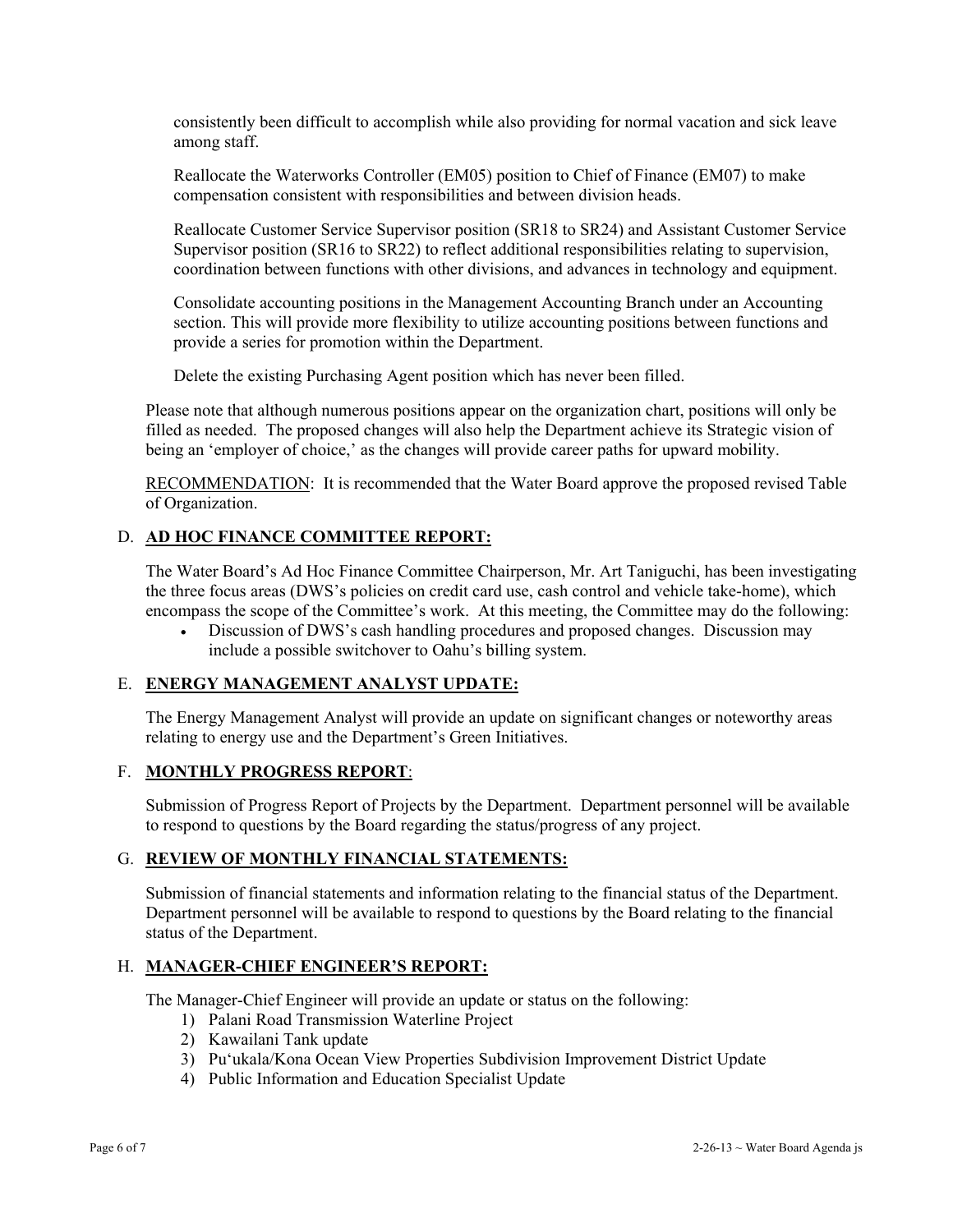consistently been difficult to accomplish while also providing for normal vacation and sick leave among staff.

Reallocate the Waterworks Controller (EM05) position to Chief of Finance (EM07) to make compensation consistent with responsibilities and between division heads.

Reallocate Customer Service Supervisor position (SR18 to SR24) and Assistant Customer Service Supervisor position (SR16 to SR22) to reflect additional responsibilities relating to supervision, coordination between functions with other divisions, and advances in technology and equipment.

Consolidate accounting positions in the Management Accounting Branch under an Accounting section. This will provide more flexibility to utilize accounting positions between functions and provide a series for promotion within the Department.

Delete the existing Purchasing Agent position which has never been filled.

Please note that although numerous positions appear on the organization chart, positions will only be filled as needed. The proposed changes will also help the Department achieve its Strategic vision of being an 'employer of choice,' as the changes will provide career paths for upward mobility.

RECOMMENDATION: It is recommended that the Water Board approve the proposed revised Table of Organization.

## D. AD HOC FINANCE COMMITTEE REPORT:

The Water Board's Ad Hoc Finance Committee Chairperson, Mr. Art Taniguchi, has been investigating the three focus areas (DWS's policies on credit card use, cash control and vehicle take-home), which encompass the scope of the Committee's work. At this meeting, the Committee may do the following:

- Discussion of DWS's cash handling procedures and proposed changes. Discussion may include a possible switchover to Oahu's billing system.

## E. ENERGY MANAGEMENT ANALYST UPDATE:

The Energy Management Analyst will provide an update on significant changes or noteworthy areas relating to energy use and the Department's Green Initiatives.

## F. MONTHLY PROGRESS REPORT:

Submission of Progress Report of Projects by the Department. Department personnel will be available to respond to questions by the Board regarding the status/progress of any project.

## G. REVIEW OF MONTHLY FINANCIAL STATEMENTS:

Submission of financial statements and information relating to the financial status of the Department. Department personnel will be available to respond to questions by the Board relating to the financial status of the Department.

## H. MANAGER-CHIEF ENGINEER'S REPORT:

The Manager-Chief Engineer will provide an update or status on the following:

1) Palani Road Transmission Waterline Project
2) Kawailani Tank update
3) Pu'ukala/Kona Ocean View Properties Subdivision Improvement District Update
4) Public Information and Education Specialist Update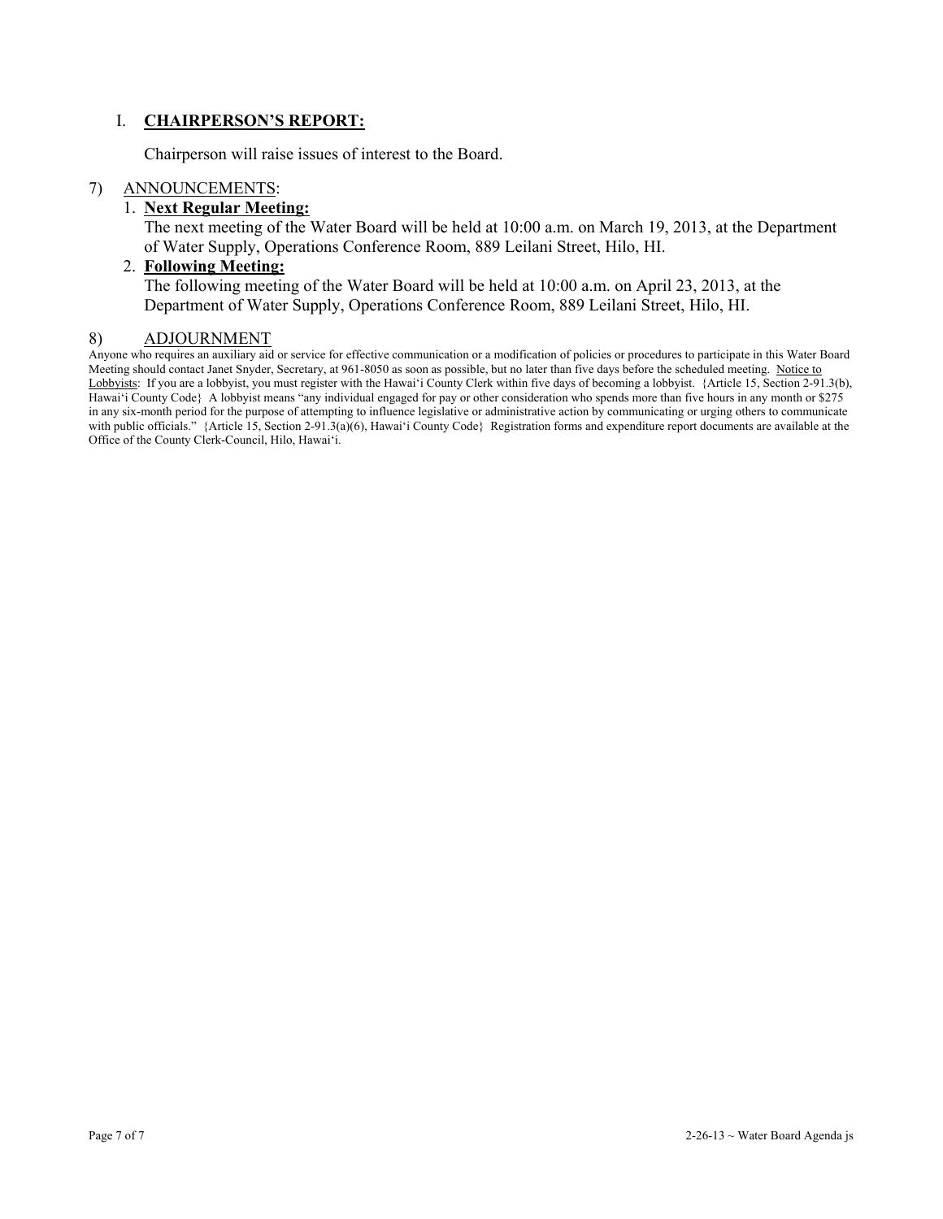I. **CHAIRPERSON'S REPORT:**

Chairperson will raise issues of interest to the Board.

7) ANNOUNCEMENTS:

1. **Next Regular Meeting:**
   The next meeting of the Water Board will be held at 10:00 a.m. on March 19, 2013, at the Department of Water Supply, Operations Conference Room, 889 Leilani Street, Hilo, HI.
2. **Following Meeting:**
   The following meeting of the Water Board will be held at 10:00 a.m. on April 23, 2013, at the Department of Water Supply, Operations Conference Room, 889 Leilani Street, Hilo, HI.

8) ADJOURNMENT

Anyone who requires an auxiliary aid or service for effective communication or a modification of policies or procedures to participate in this Water Board Meeting should contact Janet Snyder, Secretary, at 961-8050 as soon as possible, but no later than five days before the scheduled meeting. Notice to Lobbyists: If you are a lobbyist, you must register with the Hawai'i County Clerk within five days of becoming a lobbyist. {Article 15, Section 2-91.3(b), Hawai'i County Code} A lobbyist means "any individual engaged for pay or other consideration who spends more than five hours in any month or $275 in any six-month period for the purpose of attempting to influence legislative or administrative action by communicating or urging others to communicate with public officials." {Article 15, Section 2-91.3(a)(6), Hawai'i County Code} Registration forms and expenditure report documents are available at the Office of the County Clerk-Council, Hilo, Hawai'i.